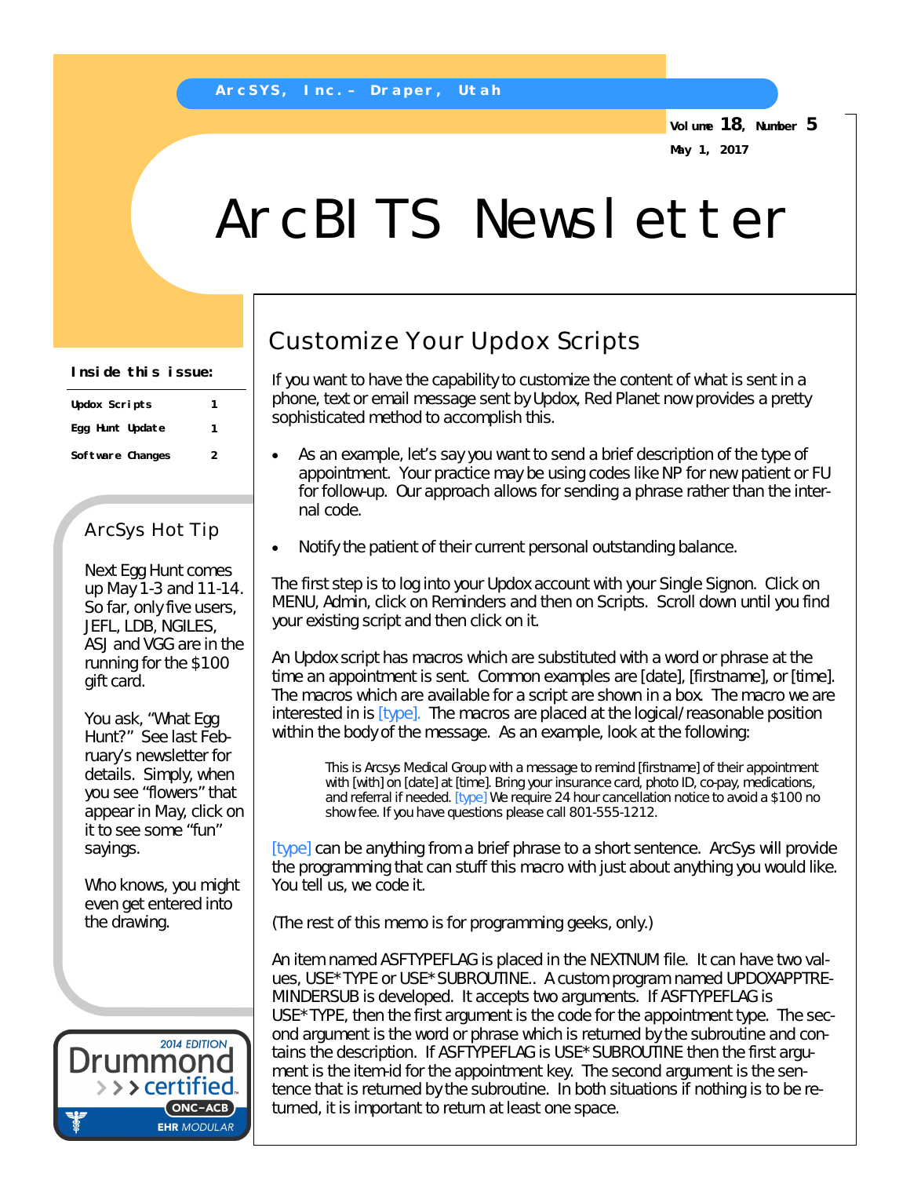ArcSYS, Inc.– Draper, Utah

Volume 18, Number 5

May 1, 2017

# ArcBITS Newsletter

**Inside this issue:**

| | |
|---|---|
| Updox Scripts | 1 |
| Egg Hunt Update | 1 |
| Software Changes | 2 |

### ArcSys Hot Tip

Next Egg Hunt comes up May 1-3 and 11-14. So far, only five users, JEFL, LDB, NGILES, ASJ and VGG are in the running for the $100 gift card.

You ask, “What Egg Hunt?” See last February’s newsletter for details. Simply, when you see “flowers” that appear in May, click on it to see some “fun” sayings.

Who knows, you might even get entered into the drawing.

2014 EDITION Drummond certified ONC-ACB EHR MODULAR

## Customize Your Updox Scripts

If you want to have the capability to customize the content of what is sent in a phone, text or email message sent by Updox, Red Planet now provides a pretty sophisticated method to accomplish this.

- As an example, let’s say you want to send a brief description of the type of appointment. Your practice may be using codes like NP for new patient or FU for follow-up. Our approach allows for sending a phrase rather than the internal code.
- Notify the patient of their current personal outstanding balance.

The first step is to log into your Updox account with your Single Signon. Click on MENU, Admin, click on Reminders and then on Scripts. Scroll down until you find your existing script and then click on it.

An Updox script has macros which are substituted with a word or phrase at the time an appointment is sent. Common examples are [date], [firstname], or [time]. The macros which are available for a script are shown in a box. The macro we are interested in is [type]. The macros are placed at the logical/reasonable position within the body of the message. As an example, look at the following:

> This is Arcsys Medical Group with a message to remind [firstname] of their appointment with [with] on [date] at [time]. Bring your insurance card, photo ID, co-pay, medications, and referral if needed. [type] We require 24 hour cancellation notice to avoid a $100 no show fee. If you have questions please call 801-555-1212.

[type] can be anything from a brief phrase to a short sentence. ArcSys will provide the programming that can stuff this macro with just about anything you would like. You tell us, we code it.

(The rest of this memo is for programming geeks, only.)

An item named ASFTYPEFLAG is placed in the NEXTNUM file. It can have two values, USE*TYPE or USE*SUBROUTINE.. A custom program named UPDOXAPPTREMINDERSUB is developed. It accepts two arguments. If ASFTYPEFLAG is USE*TYPE, then the first argument is the code for the appointment type. The second argument is the word or phrase which is returned by the subroutine and contains the description. If ASFTYPEFLAG is USE*SUBROUTINE then the first argument is the item-id for the appointment key. The second argument is the sentence that is returned by the subroutine. In both situations if nothing is to be returned, it is important to return at least one space.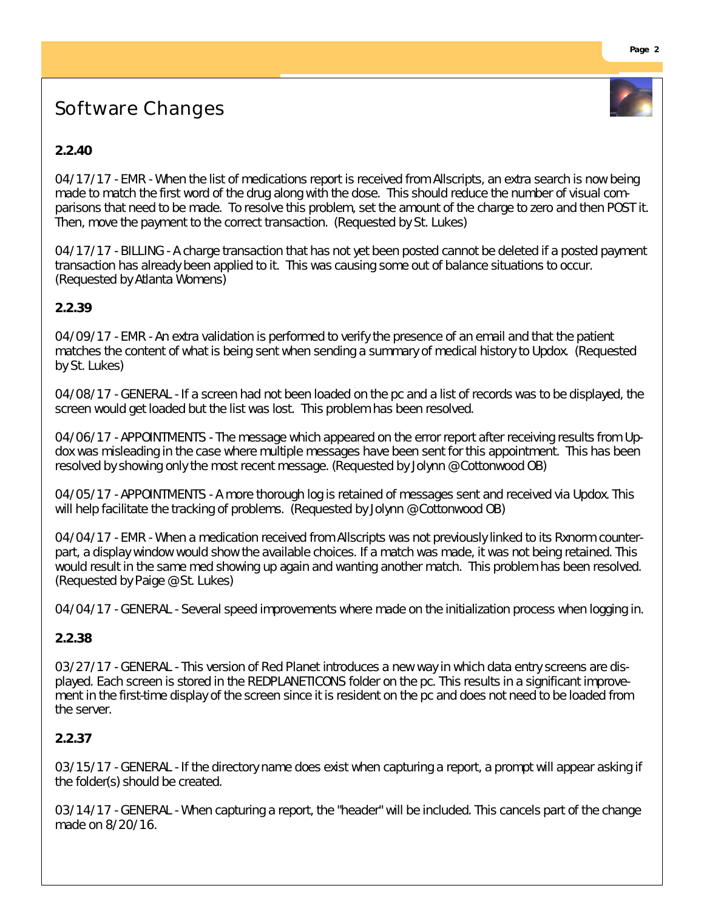# Software Changes

### 2.2.40

04/17/17 - EMR - When the list of medications report is received from Allscripts, an extra search is now being made to match the first word of the drug along with the dose. This should reduce the number of visual comparisons that need to be made. To resolve this problem, set the amount of the charge to zero and then POST it. Then, move the payment to the correct transaction. (Requested by St. Lukes)

04/17/17 - BILLING - A charge transaction that has not yet been posted cannot be deleted if a posted payment transaction has already been applied to it. This was causing some out of balance situations to occur. (Requested by Atlanta Womens)

### 2.2.39

04/09/17 - EMR - An extra validation is performed to verify the presence of an email and that the patient matches the content of what is being sent when sending a summary of medical history to Updox. (Requested by St. Lukes)

04/08/17 - GENERAL - If a screen had not been loaded on the pc and a list of records was to be displayed, the screen would get loaded but the list was lost. This problem has been resolved.

04/06/17 - APPOINTMENTS - The message which appeared on the error report after receiving results from Updox was misleading in the case where multiple messages have been sent for this appointment. This has been resolved by showing only the most recent message. (Requested by Jolynn @ Cottonwood OB)

04/05/17 - APPOINTMENTS - A more thorough log is retained of messages sent and received via Updox. This will help facilitate the tracking of problems. (Requested by Jolynn @ Cottonwood OB)

04/04/17 - EMR - When a medication received from Allscripts was not previously linked to its Rxnorm counterpart, a display window would show the available choices. If a match was made, it was not being retained. This would result in the same med showing up again and wanting another match. This problem has been resolved. (Requested by Paige @ St. Lukes)

04/04/17 - GENERAL - Several speed improvements where made on the initialization process when logging in.

### 2.2.38

03/27/17 - GENERAL - This version of Red Planet introduces a new way in which data entry screens are displayed. Each screen is stored in the REDPLANETICONS folder on the pc. This results in a significant improvement in the first-time display of the screen since it is resident on the pc and does not need to be loaded from the server.

### 2.2.37

03/15/17 - GENERAL - If the directory name does exist when capturing a report, a prompt will appear asking if the folder(s) should be created.

03/14/17 - GENERAL - When capturing a report, the "header" will be included. This cancels part of the change made on 8/20/16.